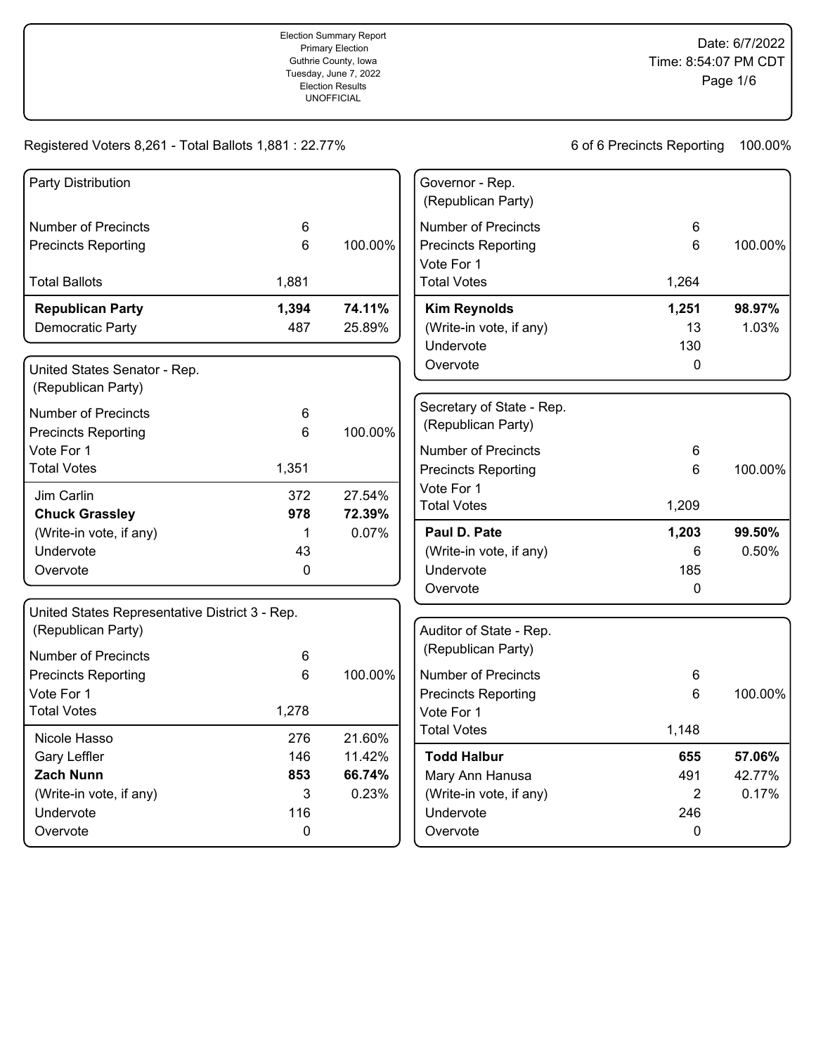Election Summary Report
Primary Election
Guthrie County, Iowa
Tuesday, June 7, 2022
Election Results
UNOFFICIAL

Date: 6/7/2022
Time: 8:54:07 PM CDT

Registered Voters 8,261 - Total Ballots 1,881 : 22.77%

6 of 6 Precincts Reporting 100.00%

## Party Distribution

| | | |
|---|---|---|
| Number of Precincts | 6 | |
| Precincts Reporting | 6 | 100.00% |
| Total Ballots | 1,881 | |
| **Republican Party** | **1,394** | **74.11%** |
| Democratic Party | 487 | 25.89% |

## United States Senator - Rep. (Republican Party)

| | | |
|---|---|---|
| Number of Precincts | 6 | |
| Precincts Reporting | 6 | 100.00% |
| Vote For 1 | | |
| Total Votes | 1,351 | |
| Jim Carlin | 372 | 27.54% |
| **Chuck Grassley** | **978** | **72.39%** |
| (Write-in vote, if any) | 1 | 0.07% |
| Undervote | 43 | |
| Overvote | 0 | |

## United States Representative District 3 - Rep. (Republican Party)

| | | |
|---|---|---|
| Number of Precincts | 6 | |
| Precincts Reporting | 6 | 100.00% |
| Vote For 1 | | |
| Total Votes | 1,278 | |
| Nicole Hasso | 276 | 21.60% |
| Gary Leffler | 146 | 11.42% |
| **Zach Nunn** | **853** | **66.74%** |
| (Write-in vote, if any) | 3 | 0.23% |
| Undervote | 116 | |
| Overvote | 0 | |

## Governor - Rep. (Republican Party)

| | | |
|---|---|---|
| Number of Precincts | 6 | |
| Precincts Reporting | 6 | 100.00% |
| Vote For 1 | | |
| Total Votes | 1,264 | |
| **Kim Reynolds** | **1,251** | **98.97%** |
| (Write-in vote, if any) | 13 | 1.03% |
| Undervote | 130 | |
| Overvote | 0 | |

## Secretary of State - Rep. (Republican Party)

| | | |
|---|---|---|
| Number of Precincts | 6 | |
| Precincts Reporting | 6 | 100.00% |
| Vote For 1 | | |
| Total Votes | 1,209 | |
| **Paul D. Pate** | **1,203** | **99.50%** |
| (Write-in vote, if any) | 6 | 0.50% |
| Undervote | 185 | |
| Overvote | 0 | |

## Auditor of State - Rep. (Republican Party)

| | | |
|---|---|---|
| Number of Precincts | 6 | |
| Precincts Reporting | 6 | 100.00% |
| Vote For 1 | | |
| Total Votes | 1,148 | |
| **Todd Halbur** | **655** | **57.06%** |
| Mary Ann Hanusa | 491 | 42.77% |
| (Write-in vote, if any) | 2 | 0.17% |
| Undervote | 246 | |
| Overvote | 0 | |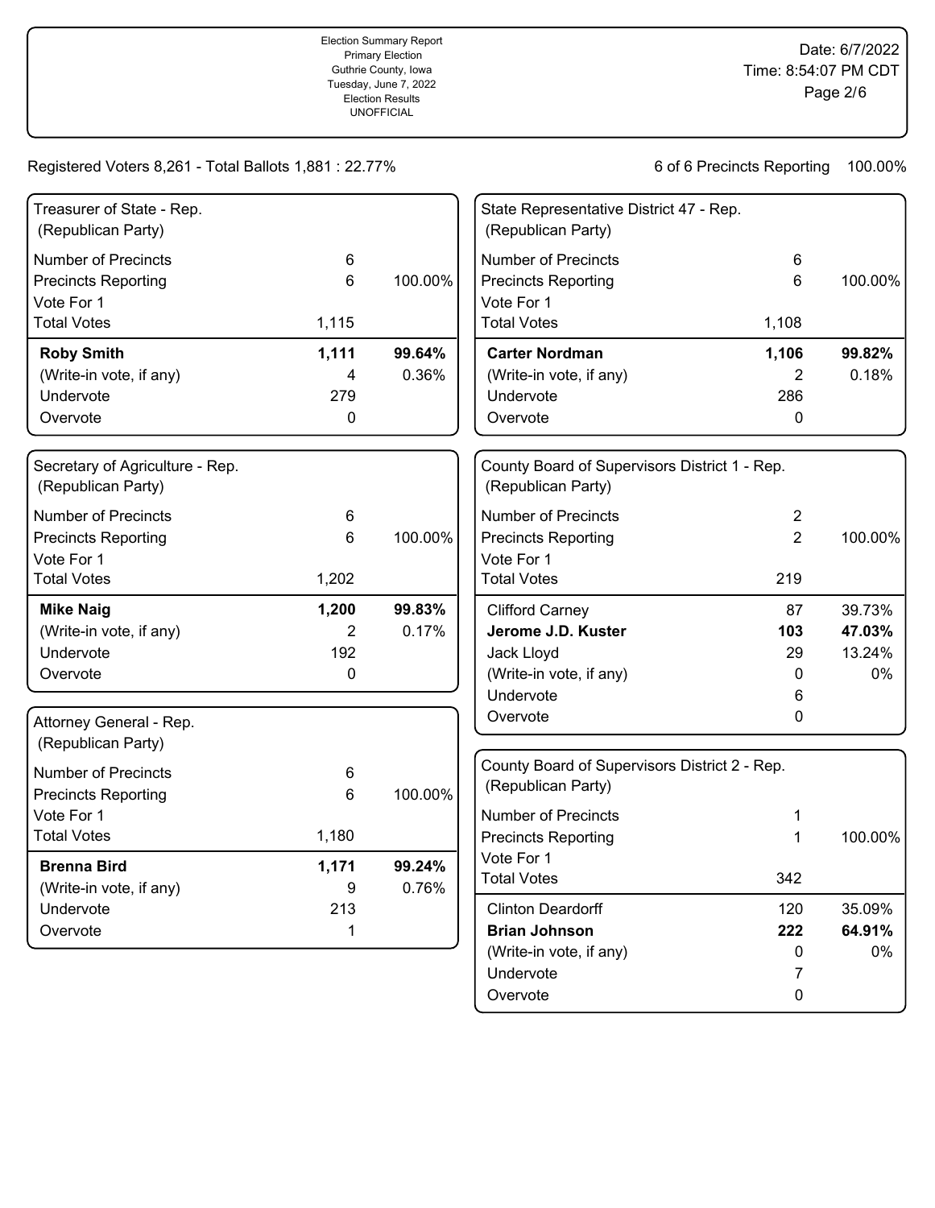Election Summary Report
Primary Election
Guthrie County, Iowa
Tuesday, June 7, 2022
Election Results
UNOFFICIAL

Date: 6/7/2022
Time: 8:54:07 PM CDT

Registered Voters 8,261 - Total Ballots 1,881 : 22.77%

6 of 6 Precincts Reporting 100.00%

### Treasurer of State - Rep. (Republican Party)

| | | |
|---|---|---|
| Number of Precincts | 6 | |
| Precincts Reporting | 6 | 100.00% |
| Vote For 1 | | |
| Total Votes | 1,115 | |
| **Roby Smith** | **1,111** | **99.64%** |
| (Write-in vote, if any) | 4 | 0.36% |
| Undervote | 279 | |
| Overvote | 0 | |

### Secretary of Agriculture - Rep. (Republican Party)

| | | |
|---|---|---|
| Number of Precincts | 6 | |
| Precincts Reporting | 6 | 100.00% |
| Vote For 1 | | |
| Total Votes | 1,202 | |
| **Mike Naig** | **1,200** | **99.83%** |
| (Write-in vote, if any) | 2 | 0.17% |
| Undervote | 192 | |
| Overvote | 0 | |

### Attorney General - Rep. (Republican Party)

| | | |
|---|---|---|
| Number of Precincts | 6 | |
| Precincts Reporting | 6 | 100.00% |
| Vote For 1 | | |
| Total Votes | 1,180 | |
| **Brenna Bird** | **1,171** | **99.24%** |
| (Write-in vote, if any) | 9 | 0.76% |
| Undervote | 213 | |
| Overvote | 1 | |

### State Representative District 47 - Rep. (Republican Party)

| | | |
|---|---|---|
| Number of Precincts | 6 | |
| Precincts Reporting | 6 | 100.00% |
| Vote For 1 | | |
| Total Votes | 1,108 | |
| **Carter Nordman** | **1,106** | **99.82%** |
| (Write-in vote, if any) | 2 | 0.18% |
| Undervote | 286 | |
| Overvote | 0 | |

### County Board of Supervisors District 1 - Rep. (Republican Party)

| | | |
|---|---|---|
| Number of Precincts | 2 | |
| Precincts Reporting | 2 | 100.00% |
| Vote For 1 | | |
| Total Votes | 219 | |
| Clifford Carney | 87 | 39.73% |
| **Jerome J.D. Kuster** | **103** | **47.03%** |
| Jack Lloyd | 29 | 13.24% |
| (Write-in vote, if any) | 0 | 0% |
| Undervote | 6 | |
| Overvote | 0 | |

### County Board of Supervisors District 2 - Rep. (Republican Party)

| | | |
|---|---|---|
| Number of Precincts | 1 | |
| Precincts Reporting | 1 | 100.00% |
| Vote For 1 | | |
| Total Votes | 342 | |
| Clinton Deardorff | 120 | 35.09% |
| **Brian Johnson** | **222** | **64.91%** |
| (Write-in vote, if any) | 0 | 0% |
| Undervote | 7 | |
| Overvote | 0 | |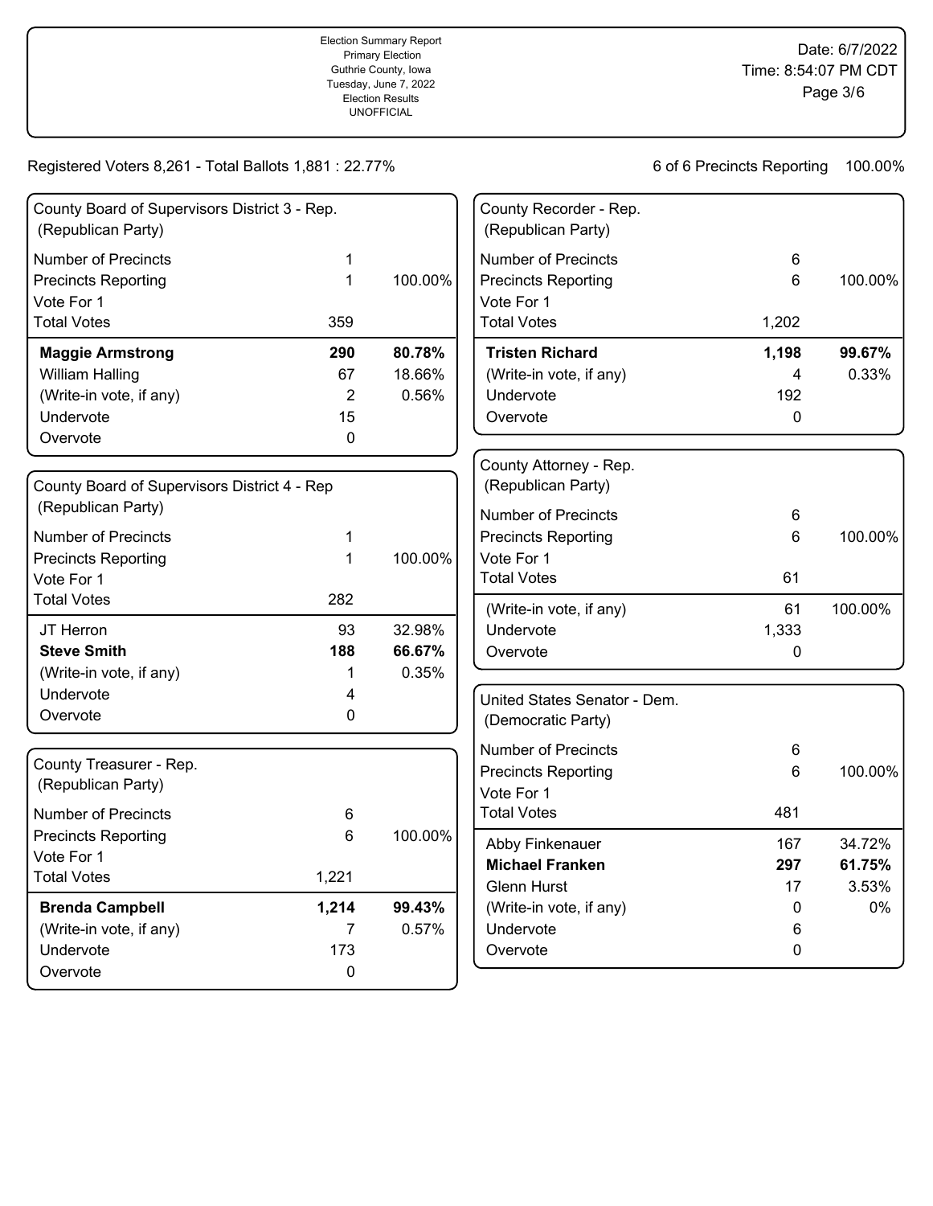Election Summary Report
Primary Election
Guthrie County, Iowa
Tuesday, June 7, 2022
Election Results
UNOFFICIAL

Date: 6/7/2022
Time: 8:54:07 PM CDT

Registered Voters 8,261 - Total Ballots 1,881 : 22.77%

6 of 6 Precincts Reporting 100.00%

### County Board of Supervisors District 3 - Rep. (Republican Party)

| | | |
|---|---|---|
| Number of Precincts | 1 | |
| Precincts Reporting | 1 | 100.00% |
| Vote For 1 | | |
| Total Votes | 359 | |
| **Maggie Armstrong** | **290** | **80.78%** |
| William Halling | 67 | 18.66% |
| (Write-in vote, if any) | 2 | 0.56% |
| Undervote | 15 | |
| Overvote | 0 | |

### County Board of Supervisors District 4 - Rep (Republican Party)

| | | |
|---|---|---|
| Number of Precincts | 1 | |
| Precincts Reporting | 1 | 100.00% |
| Vote For 1 | | |
| Total Votes | 282 | |
| JT Herron | 93 | 32.98% |
| **Steve Smith** | **188** | **66.67%** |
| (Write-in vote, if any) | 1 | 0.35% |
| Undervote | 4 | |
| Overvote | 0 | |

### County Treasurer - Rep. (Republican Party)

| | | |
|---|---|---|
| Number of Precincts | 6 | |
| Precincts Reporting | 6 | 100.00% |
| Vote For 1 | | |
| Total Votes | 1,221 | |
| **Brenda Campbell** | **1,214** | **99.43%** |
| (Write-in vote, if any) | 7 | 0.57% |
| Undervote | 173 | |
| Overvote | 0 | |

### County Recorder - Rep. (Republican Party)

| | | |
|---|---|---|
| Number of Precincts | 6 | |
| Precincts Reporting | 6 | 100.00% |
| Vote For 1 | | |
| Total Votes | 1,202 | |
| **Tristen Richard** | **1,198** | **99.67%** |
| (Write-in vote, if any) | 4 | 0.33% |
| Undervote | 192 | |
| Overvote | 0 | |

### County Attorney - Rep. (Republican Party)

| | | |
|---|---|---|
| Number of Precincts | 6 | |
| Precincts Reporting | 6 | 100.00% |
| Vote For 1 | | |
| Total Votes | 61 | |
| (Write-in vote, if any) | 61 | 100.00% |
| Undervote | 1,333 | |
| Overvote | 0 | |

### United States Senator - Dem. (Democratic Party)

| | | |
|---|---|---|
| Number of Precincts | 6 | |
| Precincts Reporting | 6 | 100.00% |
| Vote For 1 | | |
| Total Votes | 481 | |
| Abby Finkenauer | 167 | 34.72% |
| **Michael Franken** | **297** | **61.75%** |
| Glenn Hurst | 17 | 3.53% |
| (Write-in vote, if any) | 0 | 0% |
| Undervote | 6 | |
| Overvote | 0 | |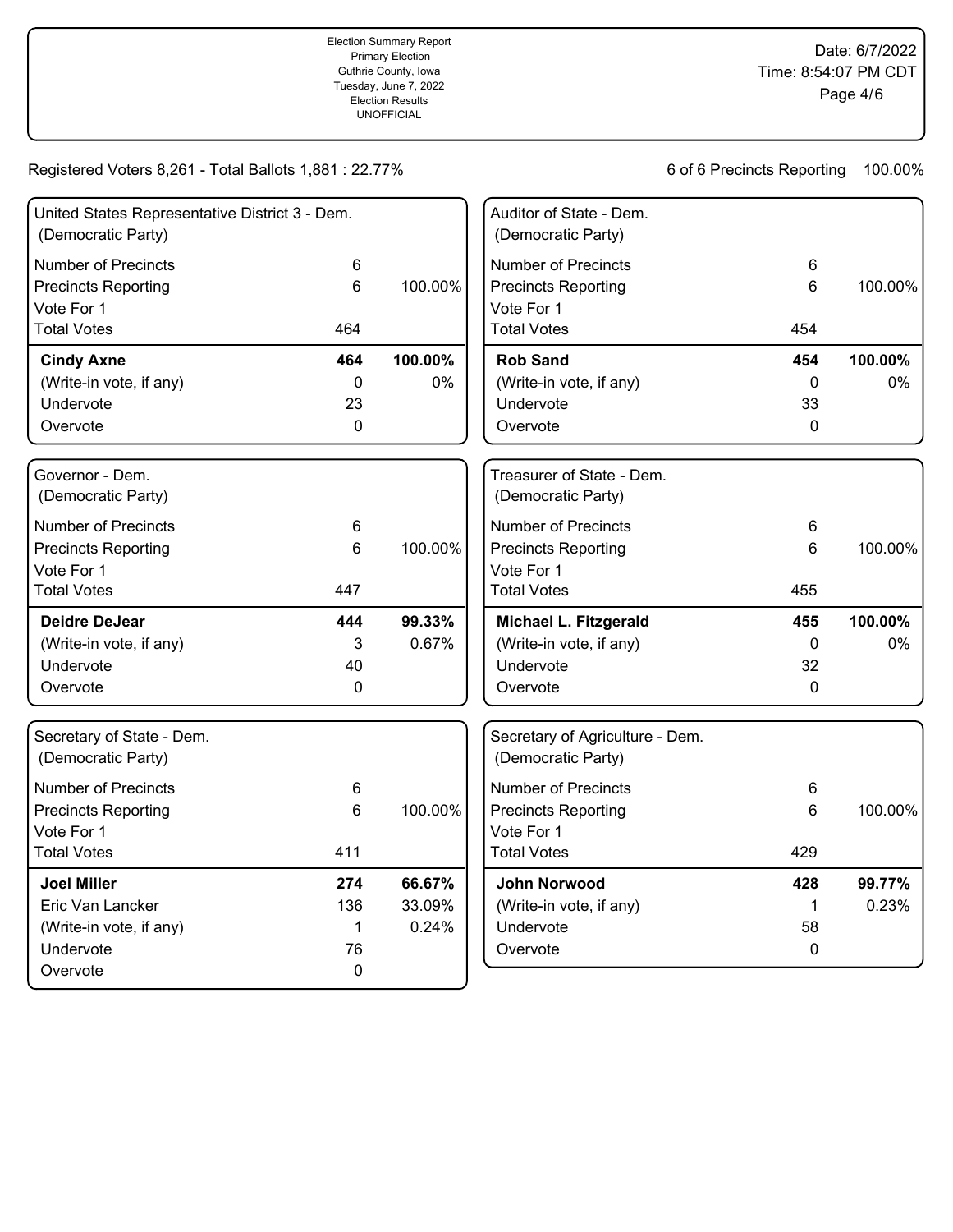Election Summary Report
Primary Election
Guthrie County, Iowa
Tuesday, June 7, 2022
Election Results
UNOFFICIAL

Date: 6/7/2022
Time: 8:54:07 PM CDT

Registered Voters 8,261 - Total Ballots 1,881 : 22.77%

6 of 6 Precincts Reporting 100.00%

### United States Representative District 3 - Dem. (Democratic Party)

| | | |
|---|---|---|
| Number of Precincts | 6 | |
| Precincts Reporting | 6 | 100.00% |
| Vote For 1 | | |
| Total Votes | 464 | |
| **Cindy Axne** | **464** | **100.00%** |
| (Write-in vote, if any) | 0 | 0% |
| Undervote | 23 | |
| Overvote | 0 | |

### Auditor of State - Dem. (Democratic Party)

| | | |
|---|---|---|
| Number of Precincts | 6 | |
| Precincts Reporting | 6 | 100.00% |
| Vote For 1 | | |
| Total Votes | 454 | |
| **Rob Sand** | **454** | **100.00%** |
| (Write-in vote, if any) | 0 | 0% |
| Undervote | 33 | |
| Overvote | 0 | |

### Governor - Dem. (Democratic Party)

| | | |
|---|---|---|
| Number of Precincts | 6 | |
| Precincts Reporting | 6 | 100.00% |
| Vote For 1 | | |
| Total Votes | 447 | |
| **Deidre DeJear** | **444** | **99.33%** |
| (Write-in vote, if any) | 3 | 0.67% |
| Undervote | 40 | |
| Overvote | 0 | |

### Treasurer of State - Dem. (Democratic Party)

| | | |
|---|---|---|
| Number of Precincts | 6 | |
| Precincts Reporting | 6 | 100.00% |
| Vote For 1 | | |
| Total Votes | 455 | |
| **Michael L. Fitzgerald** | **455** | **100.00%** |
| (Write-in vote, if any) | 0 | 0% |
| Undervote | 32 | |
| Overvote | 0 | |

### Secretary of State - Dem. (Democratic Party)

| | | |
|---|---|---|
| Number of Precincts | 6 | |
| Precincts Reporting | 6 | 100.00% |
| Vote For 1 | | |
| Total Votes | 411 | |
| **Joel Miller** | **274** | **66.67%** |
| Eric Van Lancker | 136 | 33.09% |
| (Write-in vote, if any) | 1 | 0.24% |
| Undervote | 76 | |
| Overvote | 0 | |

### Secretary of Agriculture - Dem. (Democratic Party)

| | | |
|---|---|---|
| Number of Precincts | 6 | |
| Precincts Reporting | 6 | 100.00% |
| Vote For 1 | | |
| Total Votes | 429 | |
| **John Norwood** | **428** | **99.77%** |
| (Write-in vote, if any) | 1 | 0.23% |
| Undervote | 58 | |
| Overvote | 0 | |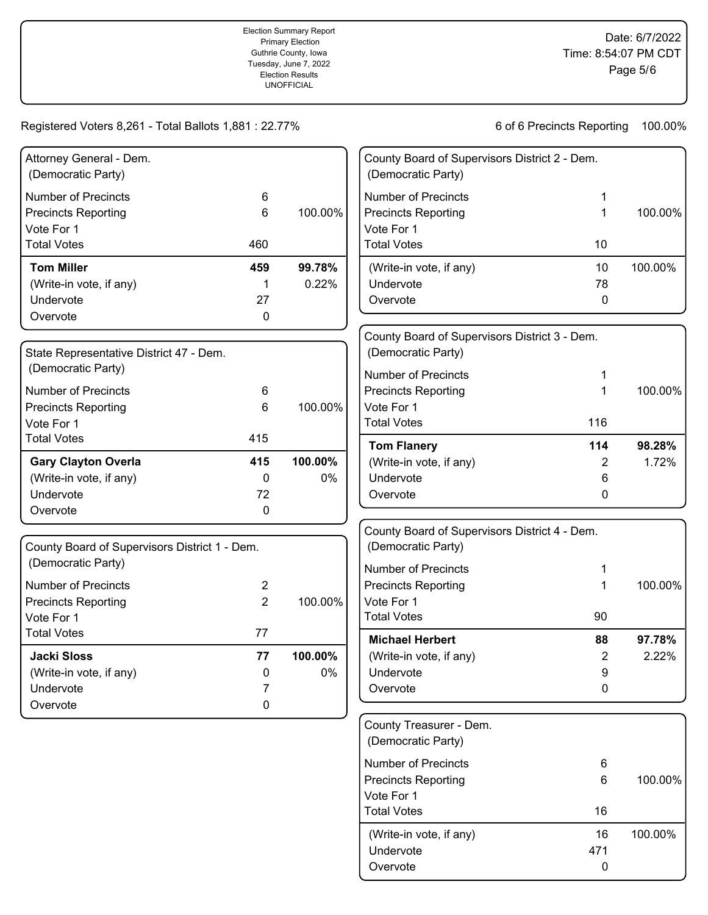Registered Voters 8,261 - Total Ballots 1,881 : 22.77%

6 of 6 Precincts Reporting 100.00%

### Attorney General - Dem. (Democratic Party)

| | | |
|---|---|---|
| Number of Precincts | 6 | |
| Precincts Reporting | 6 | 100.00% |
| Vote For 1 | | |
| Total Votes | 460 | |
| **Tom Miller** | **459** | **99.78%** |
| (Write-in vote, if any) | 1 | 0.22% |
| Undervote | 27 | |
| Overvote | 0 | |

### State Representative District 47 - Dem. (Democratic Party)

| | | |
|---|---|---|
| Number of Precincts | 6 | |
| Precincts Reporting | 6 | 100.00% |
| Vote For 1 | | |
| Total Votes | 415 | |
| **Gary Clayton Overla** | **415** | **100.00%** |
| (Write-in vote, if any) | 0 | 0% |
| Undervote | 72 | |
| Overvote | 0 | |

### County Board of Supervisors District 1 - Dem. (Democratic Party)

| | | |
|---|---|---|
| Number of Precincts | 2 | |
| Precincts Reporting | 2 | 100.00% |
| Vote For 1 | | |
| Total Votes | 77 | |
| **Jacki Sloss** | **77** | **100.00%** |
| (Write-in vote, if any) | 0 | 0% |
| Undervote | 7 | |
| Overvote | 0 | |

### County Board of Supervisors District 2 - Dem. (Democratic Party)

| | | |
|---|---|---|
| Number of Precincts | 1 | |
| Precincts Reporting | 1 | 100.00% |
| Vote For 1 | | |
| Total Votes | 10 | |
| (Write-in vote, if any) | 10 | 100.00% |
| Undervote | 78 | |
| Overvote | 0 | |

### County Board of Supervisors District 3 - Dem. (Democratic Party)

| | | |
|---|---|---|
| Number of Precincts | 1 | |
| Precincts Reporting | 1 | 100.00% |
| Vote For 1 | | |
| Total Votes | 116 | |
| **Tom Flanery** | **114** | **98.28%** |
| (Write-in vote, if any) | 2 | 1.72% |
| Undervote | 6 | |
| Overvote | 0 | |

### County Board of Supervisors District 4 - Dem. (Democratic Party)

| | | |
|---|---|---|
| Number of Precincts | 1 | |
| Precincts Reporting | 1 | 100.00% |
| Vote For 1 | | |
| Total Votes | 90 | |
| **Michael Herbert** | **88** | **97.78%** |
| (Write-in vote, if any) | 2 | 2.22% |
| Undervote | 9 | |
| Overvote | 0 | |

### County Treasurer - Dem. (Democratic Party)

| | | |
|---|---|---|
| Number of Precincts | 6 | |
| Precincts Reporting | 6 | 100.00% |
| Vote For 1 | | |
| Total Votes | 16 | |
| (Write-in vote, if any) | 16 | 100.00% |
| Undervote | 471 | |
| Overvote | 0 | |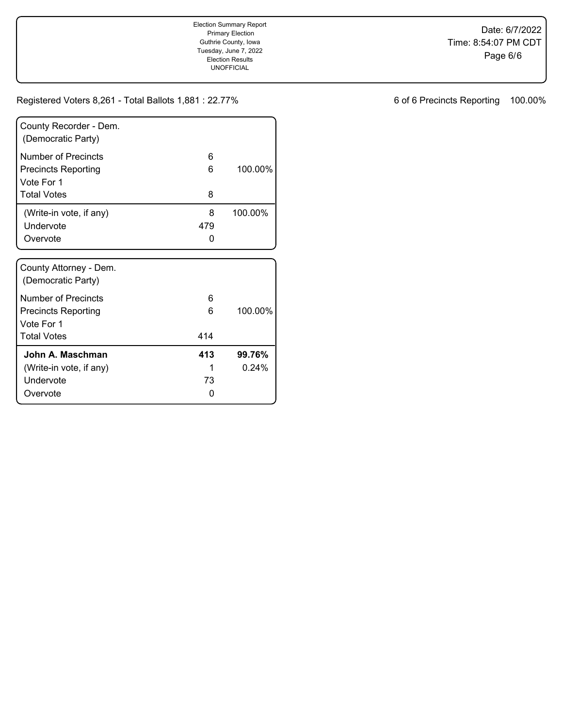Registered Voters 8,261 - Total Balots 1,881 : 22.77%

6 of 6 Precincts Reporting 100.00%

## County Recorder - Dem. (Democratic Party)

| | | |
|---|---|---|
| Number of Precincts | 6 | |
| Precincts Reporting | 6 | 100.00% |
| Vote For 1 | | |
| Total Votes | 8 | |
| (Write-in vote, if any) | 8 | 100.00% |
| Undervote | 479 | |
| Overvote | 0 | |

## County Attorney - Dem. (Democratic Party)

| | | |
|---|---|---|
| Number of Precincts | 6 | |
| Precincts Reporting | 6 | 100.00% |
| Vote For 1 | | |
| Total Votes | 414 | |
| **John A. Maschman** | **413** | **99.76%** |
| (Write-in vote, if any) | 1 | 0.24% |
| Undervote | 73 | |
| Overvote | 0 | |